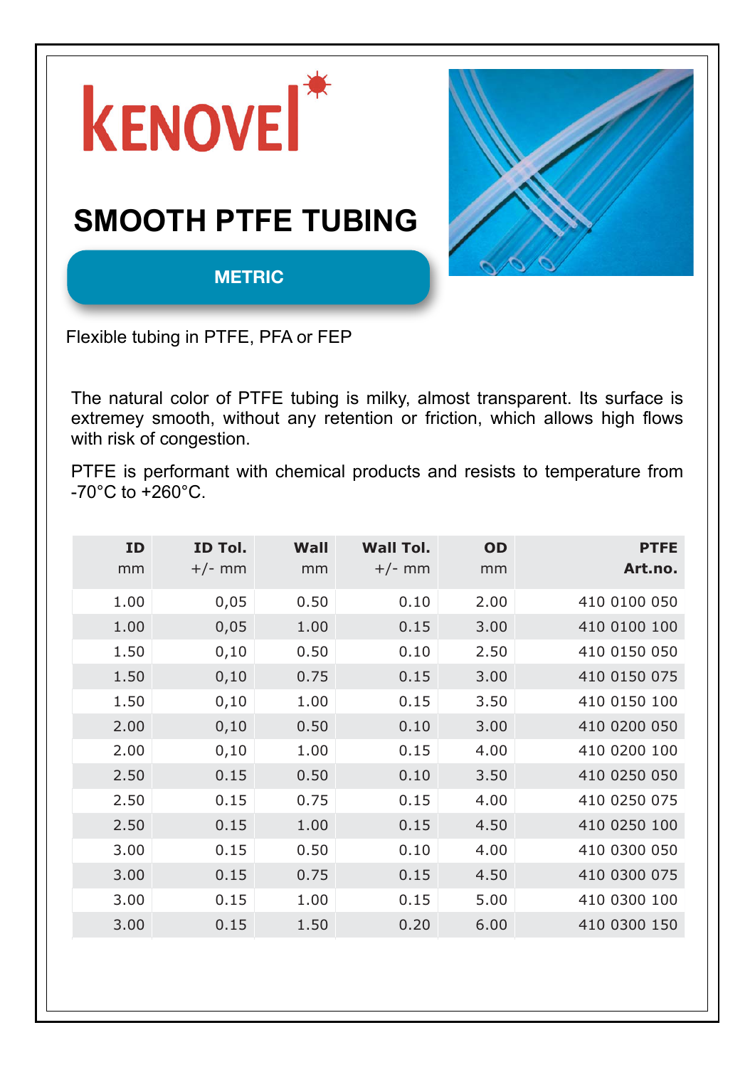# KENOVEL

## SMOOTH PTFE TUBING

**METRIC**

Flexible tubing in PTFE, PFA or FEP

The natural color of PTFE tubing is milky, almost transparent. Its surface is extremey smooth, without any retention or friction, which allows high flows with risk of congestion.

PTFE is performant with chemical products and resists to temperature from -70°C to +260°C.

| **ID** mm | **ID Tol.** +/- mm | **Wall** mm | **Wall Tol.** +/- mm | **OD** mm | **PTFE Art.no.** |
|---|---|---|---|---|---|
| 1.00 | 0,05 | 0.50 | 0.10 | 2.00 | 410 0100 050 |
| 1.00 | 0,05 | 1.00 | 0.15 | 3.00 | 410 0100 100 |
| 1.50 | 0,10 | 0.50 | 0.10 | 2.50 | 410 0150 050 |
| 1.50 | 0,10 | 0.75 | 0.15 | 3.00 | 410 0150 075 |
| 1.50 | 0,10 | 1.00 | 0.15 | 3.50 | 410 0150 100 |
| 2.00 | 0,10 | 0.50 | 0.10 | 3.00 | 410 0200 050 |
| 2.00 | 0,10 | 1.00 | 0.15 | 4.00 | 410 0200 100 |
| 2.50 | 0.15 | 0.50 | 0.10 | 3.50 | 410 0250 050 |
| 2.50 | 0.15 | 0.75 | 0.15 | 4.00 | 410 0250 075 |
| 2.50 | 0.15 | 1.00 | 0.15 | 4.50 | 410 0250 100 |
| 3.00 | 0.15 | 0.50 | 0.10 | 4.00 | 410 0300 050 |
| 3.00 | 0.15 | 0.75 | 0.15 | 4.50 | 410 0300 075 |
| 3.00 | 0.15 | 1.00 | 0.15 | 5.00 | 410 0300 100 |
| 3.00 | 0.15 | 1.50 | 0.20 | 6.00 | 410 0300 150 |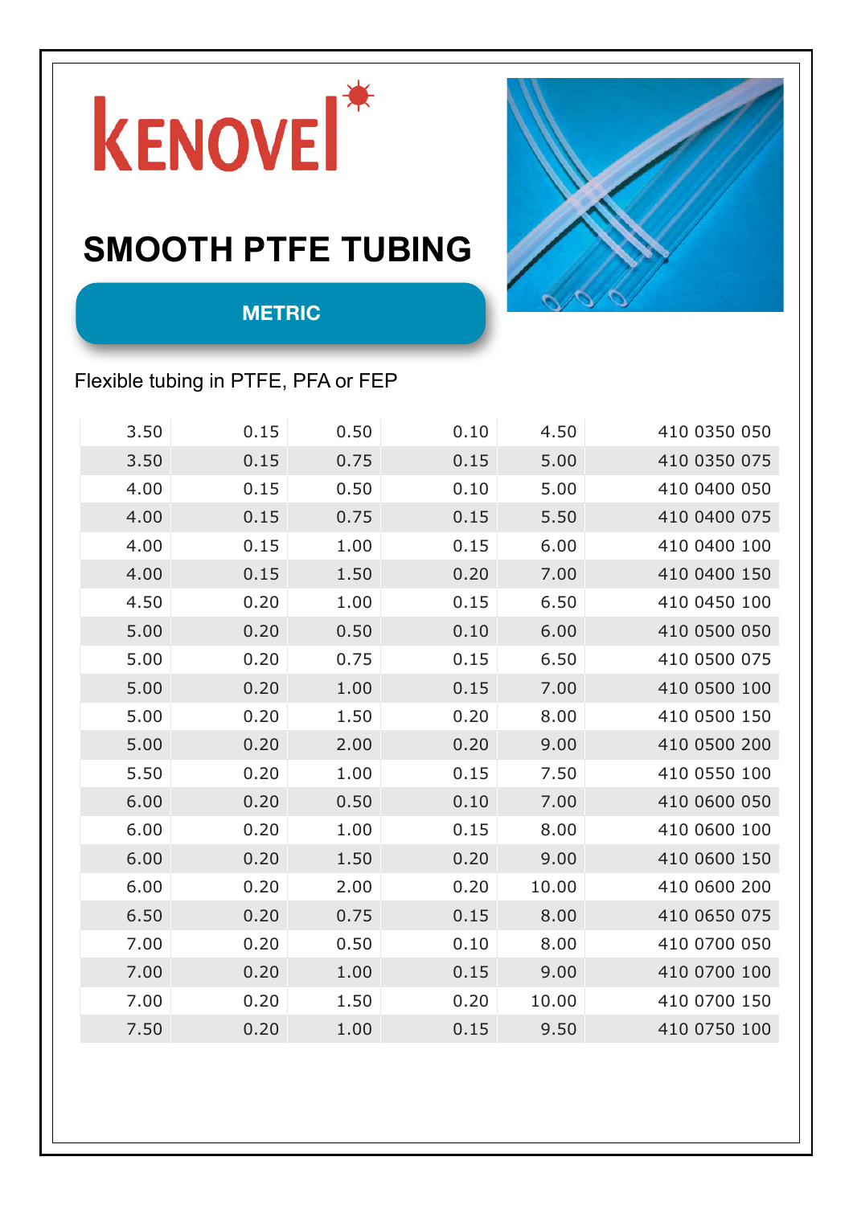# KENOVEL

## SMOOTH PTFE TUBING

**METRIC**

Flexible tubing in PTFE, PFA or FEP

| | | | | | |
|---|---|---|---|---|---|
| 3.50 | 0.15 | 0.50 | 0.10 | 4.50 | 410 0350 050 |
| 3.50 | 0.15 | 0.75 | 0.15 | 5.00 | 410 0350 075 |
| 4.00 | 0.15 | 0.50 | 0.10 | 5.00 | 410 0400 050 |
| 4.00 | 0.15 | 0.75 | 0.15 | 5.50 | 410 0400 075 |
| 4.00 | 0.15 | 1.00 | 0.15 | 6.00 | 410 0400 100 |
| 4.00 | 0.15 | 1.50 | 0.20 | 7.00 | 410 0400 150 |
| 4.50 | 0.20 | 1.00 | 0.15 | 6.50 | 410 0450 100 |
| 5.00 | 0.20 | 0.50 | 0.10 | 6.00 | 410 0500 050 |
| 5.00 | 0.20 | 0.75 | 0.15 | 6.50 | 410 0500 075 |
| 5.00 | 0.20 | 1.00 | 0.15 | 7.00 | 410 0500 100 |
| 5.00 | 0.20 | 1.50 | 0.20 | 8.00 | 410 0500 150 |
| 5.00 | 0.20 | 2.00 | 0.20 | 9.00 | 410 0500 200 |
| 5.50 | 0.20 | 1.00 | 0.15 | 7.50 | 410 0550 100 |
| 6.00 | 0.20 | 0.50 | 0.10 | 7.00 | 410 0600 050 |
| 6.00 | 0.20 | 1.00 | 0.15 | 8.00 | 410 0600 100 |
| 6.00 | 0.20 | 1.50 | 0.20 | 9.00 | 410 0600 150 |
| 6.00 | 0.20 | 2.00 | 0.20 | 10.00 | 410 0600 200 |
| 6.50 | 0.20 | 0.75 | 0.15 | 8.00 | 410 0650 075 |
| 7.00 | 0.20 | 0.50 | 0.10 | 8.00 | 410 0700 050 |
| 7.00 | 0.20 | 1.00 | 0.15 | 9.00 | 410 0700 100 |
| 7.00 | 0.20 | 1.50 | 0.20 | 10.00 | 410 0700 150 |
| 7.50 | 0.20 | 1.00 | 0.15 | 9.50 | 410 0750 100 |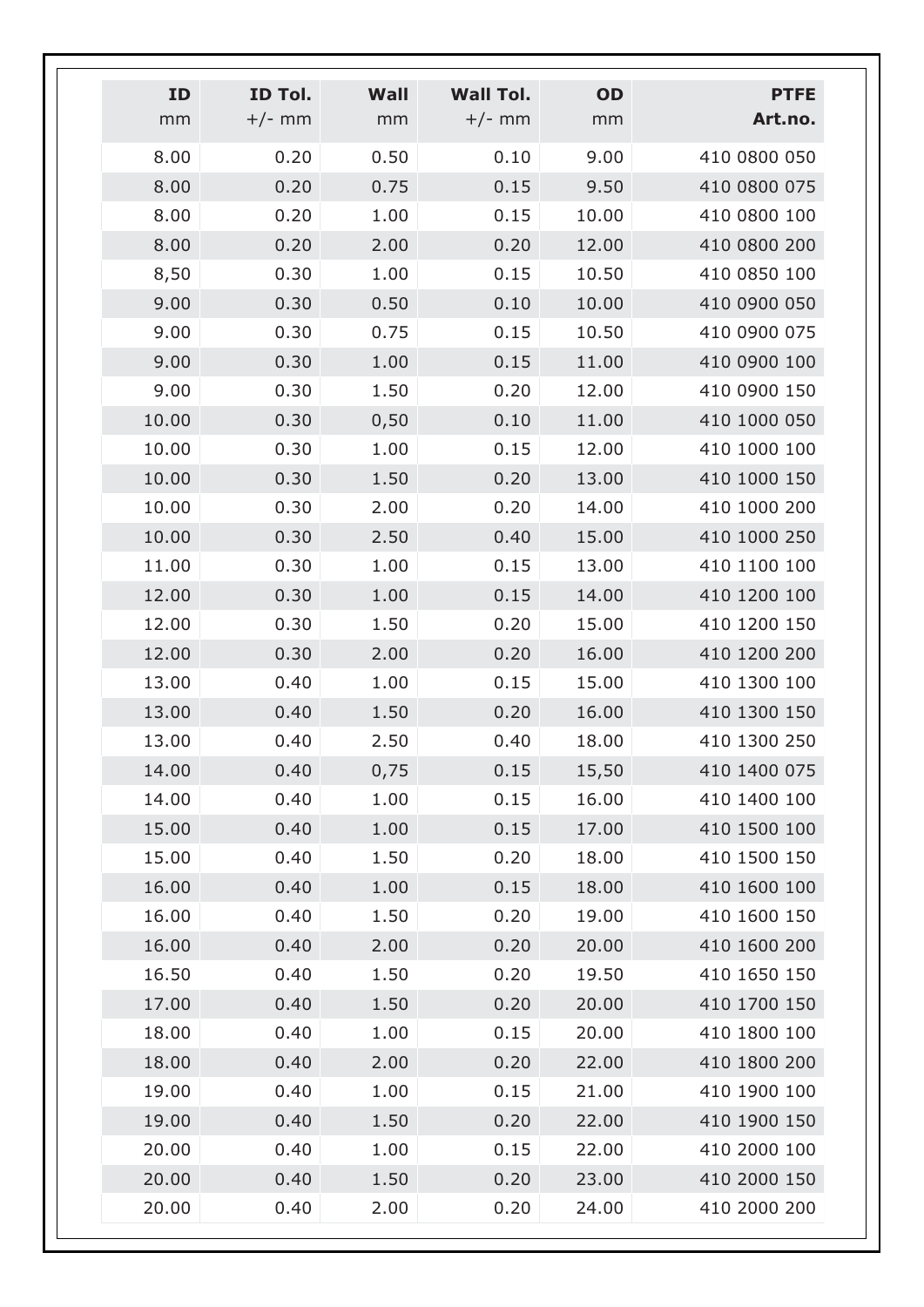| ID<br>mm | ID Tol.<br>+/- mm | Wall<br>mm | Wall Tol.<br>+/- mm | OD<br>mm | PTFE<br>Art.no. |
|---|---|---|---|---|---|
| 8.00 | 0.20 | 0.50 | 0.10 | 9.00 | 410 0800 050 |
| 8.00 | 0.20 | 0.75 | 0.15 | 9.50 | 410 0800 075 |
| 8.00 | 0.20 | 1.00 | 0.15 | 10.00 | 410 0800 100 |
| 8.00 | 0.20 | 2.00 | 0.20 | 12.00 | 410 0800 200 |
| 8,50 | 0.30 | 1.00 | 0.15 | 10.50 | 410 0850 100 |
| 9.00 | 0.30 | 0.50 | 0.10 | 10.00 | 410 0900 050 |
| 9.00 | 0.30 | 0.75 | 0.15 | 10.50 | 410 0900 075 |
| 9.00 | 0.30 | 1.00 | 0.15 | 11.00 | 410 0900 100 |
| 9.00 | 0.30 | 1.50 | 0.20 | 12.00 | 410 0900 150 |
| 10.00 | 0.30 | 0,50 | 0.10 | 11.00 | 410 1000 050 |
| 10.00 | 0.30 | 1.00 | 0.15 | 12.00 | 410 1000 100 |
| 10.00 | 0.30 | 1.50 | 0.20 | 13.00 | 410 1000 150 |
| 10.00 | 0.30 | 2.00 | 0.20 | 14.00 | 410 1000 200 |
| 10.00 | 0.30 | 2.50 | 0.40 | 15.00 | 410 1000 250 |
| 11.00 | 0.30 | 1.00 | 0.15 | 13.00 | 410 1100 100 |
| 12.00 | 0.30 | 1.00 | 0.15 | 14.00 | 410 1200 100 |
| 12.00 | 0.30 | 1.50 | 0.20 | 15.00 | 410 1200 150 |
| 12.00 | 0.30 | 2.00 | 0.20 | 16.00 | 410 1200 200 |
| 13.00 | 0.40 | 1.00 | 0.15 | 15.00 | 410 1300 100 |
| 13.00 | 0.40 | 1.50 | 0.20 | 16.00 | 410 1300 150 |
| 13.00 | 0.40 | 2.50 | 0.40 | 18.00 | 410 1300 250 |
| 14.00 | 0.40 | 0,75 | 0.15 | 15,50 | 410 1400 075 |
| 14.00 | 0.40 | 1.00 | 0.15 | 16.00 | 410 1400 100 |
| 15.00 | 0.40 | 1.00 | 0.15 | 17.00 | 410 1500 100 |
| 15.00 | 0.40 | 1.50 | 0.20 | 18.00 | 410 1500 150 |
| 16.00 | 0.40 | 1.00 | 0.15 | 18.00 | 410 1600 100 |
| 16.00 | 0.40 | 1.50 | 0.20 | 19.00 | 410 1600 150 |
| 16.00 | 0.40 | 2.00 | 0.20 | 20.00 | 410 1600 200 |
| 16.50 | 0.40 | 1.50 | 0.20 | 19.50 | 410 1650 150 |
| 17.00 | 0.40 | 1.50 | 0.20 | 20.00 | 410 1700 150 |
| 18.00 | 0.40 | 1.00 | 0.15 | 20.00 | 410 1800 100 |
| 18.00 | 0.40 | 2.00 | 0.20 | 22.00 | 410 1800 200 |
| 19.00 | 0.40 | 1.00 | 0.15 | 21.00 | 410 1900 100 |
| 19.00 | 0.40 | 1.50 | 0.20 | 22.00 | 410 1900 150 |
| 20.00 | 0.40 | 1.00 | 0.15 | 22.00 | 410 2000 100 |
| 20.00 | 0.40 | 1.50 | 0.20 | 23.00 | 410 2000 150 |
| 20.00 | 0.40 | 2.00 | 0.20 | 24.00 | 410 2000 200 |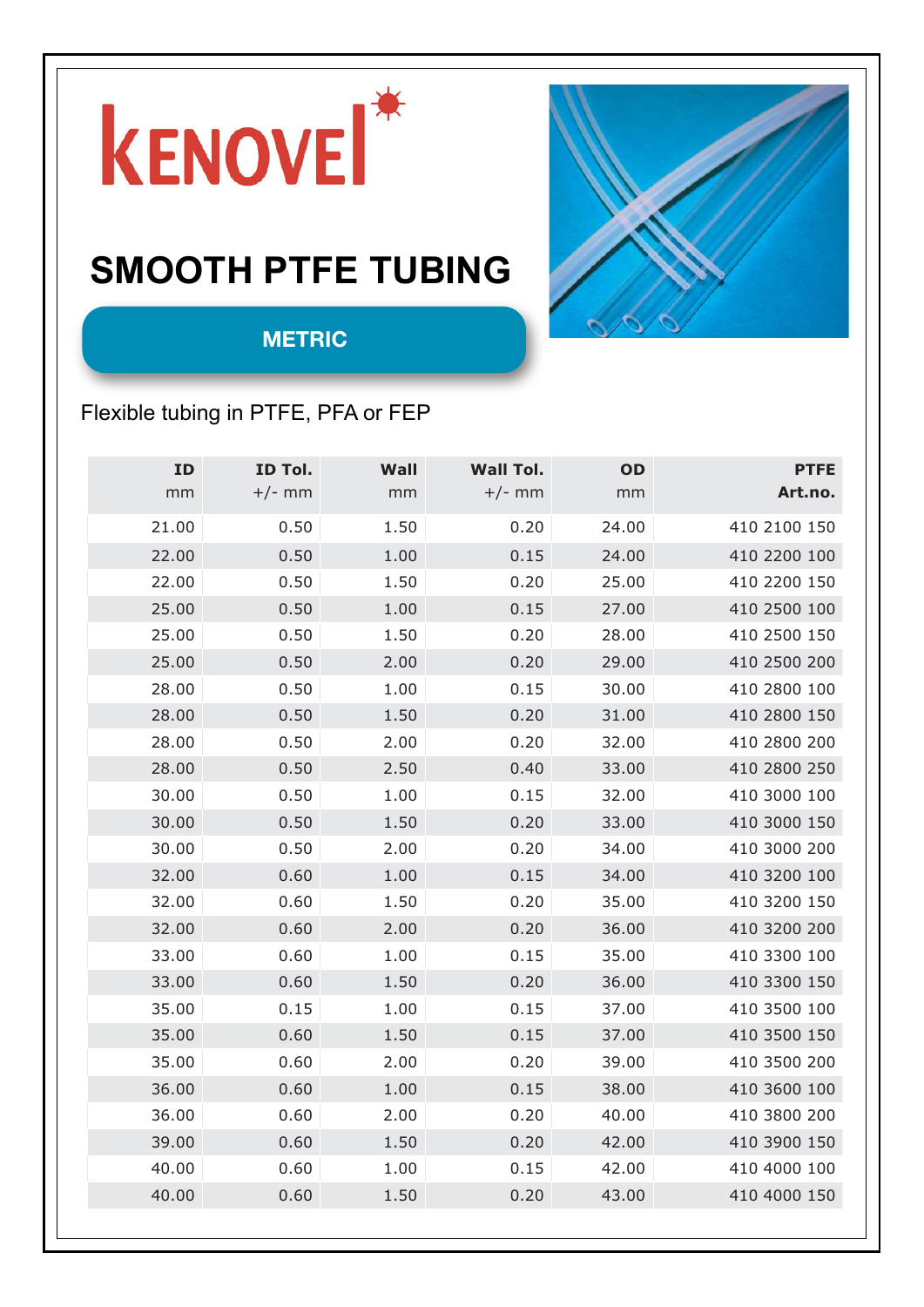KENOVEL

# SMOOTH PTFE TUBING

**METRIC**

Flexible tubing in PTFE, PFA or FEP

| **ID** mm | **ID Tol.** +/- mm | **Wall** mm | **Wall Tol.** +/- mm | **OD** mm | **PTFE Art.no.** |
|---|---|---|---|---|---|
| 21.00 | 0.50 | 1.50 | 0.20 | 24.00 | 410 2100 150 |
| 22.00 | 0.50 | 1.00 | 0.15 | 24.00 | 410 2200 100 |
| 22.00 | 0.50 | 1.50 | 0.20 | 25.00 | 410 2200 150 |
| 25.00 | 0.50 | 1.00 | 0.15 | 27.00 | 410 2500 100 |
| 25.00 | 0.50 | 1.50 | 0.20 | 28.00 | 410 2500 150 |
| 25.00 | 0.50 | 2.00 | 0.20 | 29.00 | 410 2500 200 |
| 28.00 | 0.50 | 1.00 | 0.15 | 30.00 | 410 2800 100 |
| 28.00 | 0.50 | 1.50 | 0.20 | 31.00 | 410 2800 150 |
| 28.00 | 0.50 | 2.00 | 0.20 | 32.00 | 410 2800 200 |
| 28.00 | 0.50 | 2.50 | 0.40 | 33.00 | 410 2800 250 |
| 30.00 | 0.50 | 1.00 | 0.15 | 32.00 | 410 3000 100 |
| 30.00 | 0.50 | 1.50 | 0.20 | 33.00 | 410 3000 150 |
| 30.00 | 0.50 | 2.00 | 0.20 | 34.00 | 410 3000 200 |
| 32.00 | 0.60 | 1.00 | 0.15 | 34.00 | 410 3200 100 |
| 32.00 | 0.60 | 1.50 | 0.20 | 35.00 | 410 3200 150 |
| 32.00 | 0.60 | 2.00 | 0.20 | 36.00 | 410 3200 200 |
| 33.00 | 0.60 | 1.00 | 0.15 | 35.00 | 410 3300 100 |
| 33.00 | 0.60 | 1.50 | 0.20 | 36.00 | 410 3300 150 |
| 35.00 | 0.15 | 1.00 | 0.15 | 37.00 | 410 3500 100 |
| 35.00 | 0.60 | 1.50 | 0.15 | 37.00 | 410 3500 150 |
| 35.00 | 0.60 | 2.00 | 0.20 | 39.00 | 410 3500 200 |
| 36.00 | 0.60 | 1.00 | 0.15 | 38.00 | 410 3600 100 |
| 36.00 | 0.60 | 2.00 | 0.20 | 40.00 | 410 3800 200 |
| 39.00 | 0.60 | 1.50 | 0.20 | 42.00 | 410 3900 150 |
| 40.00 | 0.60 | 1.00 | 0.15 | 42.00 | 410 4000 100 |
| 40.00 | 0.60 | 1.50 | 0.20 | 43.00 | 410 4000 150 |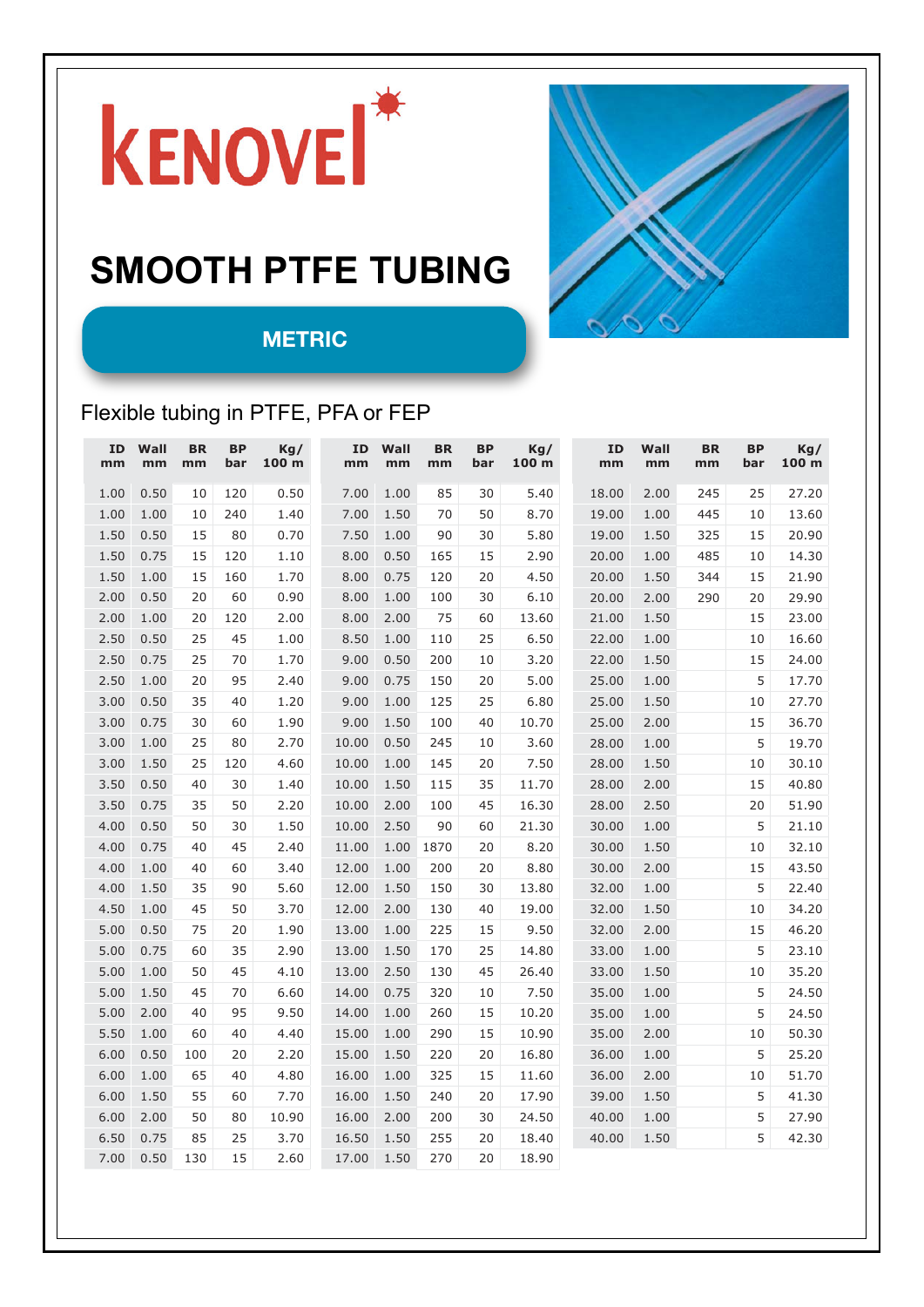KENOVEL

# SMOOTH PTFE TUBING

## METRIC

Flexible tubing in PTFE, PFA or FEP

| ID mm | Wall mm | BR mm | BP bar | Kg/ 100 m | ID mm | Wall mm | BR mm | BP bar | Kg/ 100 m | ID mm | Wall mm | BR mm | BP bar | Kg/ 100 m |
|---|---|---|---|---|---|---|---|---|---|---|---|---|---|---|
| 1.00 | 0.50 | 10 | 120 | 0.50 | 7.00 | 1.00 | 85 | 30 | 5.40 | 18.00 | 2.00 | 245 | 25 | 27.20 |
| 1.00 | 1.00 | 10 | 240 | 1.40 | 7.00 | 1.50 | 70 | 50 | 8.70 | 19.00 | 1.00 | 445 | 10 | 13.60 |
| 1.50 | 0.50 | 15 | 80 | 0.70 | 7.50 | 1.00 | 90 | 30 | 5.80 | 19.00 | 1.50 | 325 | 15 | 20.90 |
| 1.50 | 0.75 | 15 | 120 | 1.10 | 8.00 | 0.50 | 165 | 15 | 2.90 | 20.00 | 1.00 | 485 | 10 | 14.30 |
| 1.50 | 1.00 | 15 | 160 | 1.70 | 8.00 | 0.75 | 120 | 20 | 4.50 | 20.00 | 1.50 | 344 | 15 | 21.90 |
| 2.00 | 0.50 | 20 | 60 | 0.90 | 8.00 | 1.00 | 100 | 30 | 6.10 | 20.00 | 2.00 | 290 | 20 | 29.90 |
| 2.00 | 1.00 | 20 | 120 | 2.00 | 8.00 | 2.00 | 75 | 60 | 13.60 | 21.00 | 1.50 | | 15 | 23.00 |
| 2.50 | 0.50 | 25 | 45 | 1.00 | 8.50 | 1.00 | 110 | 25 | 6.50 | 22.00 | 1.00 | | 10 | 16.60 |
| 2.50 | 0.75 | 25 | 70 | 1.70 | 9.00 | 0.50 | 200 | 10 | 3.20 | 22.00 | 1.50 | | 15 | 24.00 |
| 2.50 | 1.00 | 20 | 95 | 2.40 | 9.00 | 0.75 | 150 | 20 | 5.00 | 25.00 | 1.00 | | 5 | 17.70 |
| 3.00 | 0.50 | 35 | 40 | 1.20 | 9.00 | 1.00 | 125 | 25 | 6.80 | 25.00 | 1.50 | | 10 | 27.70 |
| 3.00 | 0.75 | 30 | 60 | 1.90 | 9.00 | 1.50 | 100 | 40 | 10.70 | 25.00 | 2.00 | | 15 | 36.70 |
| 3.00 | 1.00 | 25 | 80 | 2.70 | 10.00 | 0.50 | 245 | 10 | 3.60 | 28.00 | 1.00 | | 5 | 19.70 |
| 3.00 | 1.50 | 25 | 120 | 4.60 | 10.00 | 1.00 | 145 | 20 | 7.50 | 28.00 | 1.50 | | 10 | 30.10 |
| 3.50 | 0.50 | 40 | 30 | 1.40 | 10.00 | 1.50 | 115 | 35 | 11.70 | 28.00 | 2.00 | | 15 | 40.80 |
| 3.50 | 0.75 | 35 | 50 | 2.20 | 10.00 | 2.00 | 100 | 45 | 16.30 | 28.00 | 2.50 | | 20 | 51.90 |
| 4.00 | 0.50 | 50 | 30 | 1.50 | 10.00 | 2.50 | 90 | 60 | 21.30 | 30.00 | 1.00 | | 5 | 21.10 |
| 4.00 | 0.75 | 40 | 45 | 2.40 | 11.00 | 1.00 | 1870 | 20 | 8.20 | 30.00 | 1.50 | | 10 | 32.10 |
| 4.00 | 1.00 | 40 | 60 | 3.40 | 12.00 | 1.00 | 200 | 20 | 8.80 | 30.00 | 2.00 | | 15 | 43.50 |
| 4.00 | 1.50 | 35 | 90 | 5.60 | 12.00 | 1.50 | 150 | 30 | 13.80 | 32.00 | 1.00 | | 5 | 22.40 |
| 4.50 | 1.00 | 45 | 50 | 3.70 | 12.00 | 2.00 | 130 | 40 | 19.00 | 32.00 | 1.50 | | 10 | 34.20 |
| 5.00 | 0.50 | 75 | 20 | 1.90 | 13.00 | 1.00 | 225 | 15 | 9.50 | 32.00 | 2.00 | | 15 | 46.20 |
| 5.00 | 0.75 | 60 | 35 | 2.90 | 13.00 | 1.50 | 170 | 25 | 14.80 | 33.00 | 1.00 | | 5 | 23.10 |
| 5.00 | 1.00 | 50 | 45 | 4.10 | 13.00 | 2.50 | 130 | 45 | 26.40 | 33.00 | 1.50 | | 10 | 35.20 |
| 5.00 | 1.50 | 45 | 70 | 6.60 | 14.00 | 0.75 | 320 | 10 | 7.50 | 35.00 | 1.00 | | 5 | 24.50 |
| 5.00 | 2.00 | 40 | 95 | 9.50 | 14.00 | 1.00 | 260 | 15 | 10.20 | 35.00 | 1.00 | | 5 | 24.50 |
| 5.50 | 1.00 | 60 | 40 | 4.40 | 15.00 | 1.00 | 290 | 15 | 10.90 | 35.00 | 2.00 | | 10 | 50.30 |
| 6.00 | 0.50 | 100 | 20 | 2.20 | 15.00 | 1.50 | 220 | 20 | 16.80 | 36.00 | 1.00 | | 5 | 25.20 |
| 6.00 | 1.00 | 65 | 40 | 4.80 | 16.00 | 1.00 | 325 | 15 | 11.60 | 36.00 | 2.00 | | 10 | 51.70 |
| 6.00 | 1.50 | 55 | 60 | 7.70 | 16.00 | 1.50 | 240 | 20 | 17.90 | 39.00 | 1.50 | | 5 | 41.30 |
| 6.00 | 2.00 | 50 | 80 | 10.90 | 16.00 | 2.00 | 200 | 30 | 24.50 | 40.00 | 1.00 | | 5 | 27.90 |
| 6.50 | 0.75 | 85 | 25 | 3.70 | 16.50 | 1.50 | 255 | 20 | 18.40 | 40.00 | 1.50 | | 5 | 42.30 |
| 7.00 | 0.50 | 130 | 15 | 2.60 | 17.00 | 1.50 | 270 | 20 | 18.90 | | | | | |